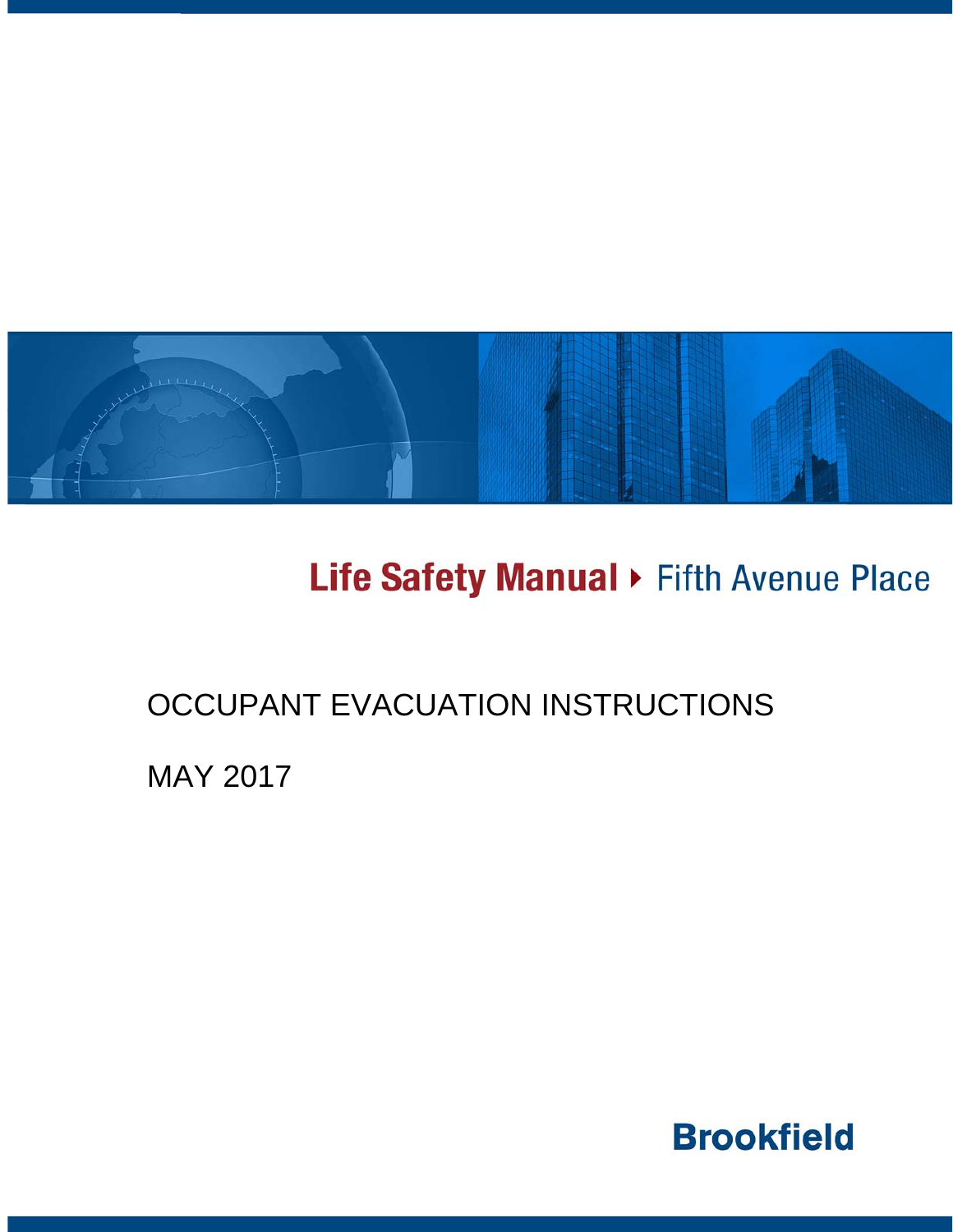# Life Safety Manual ▸ Fifth Avenue Place

## OCCUPANT EVACUATION INSTRUCTIONS

MAY 2017

**Brookfield**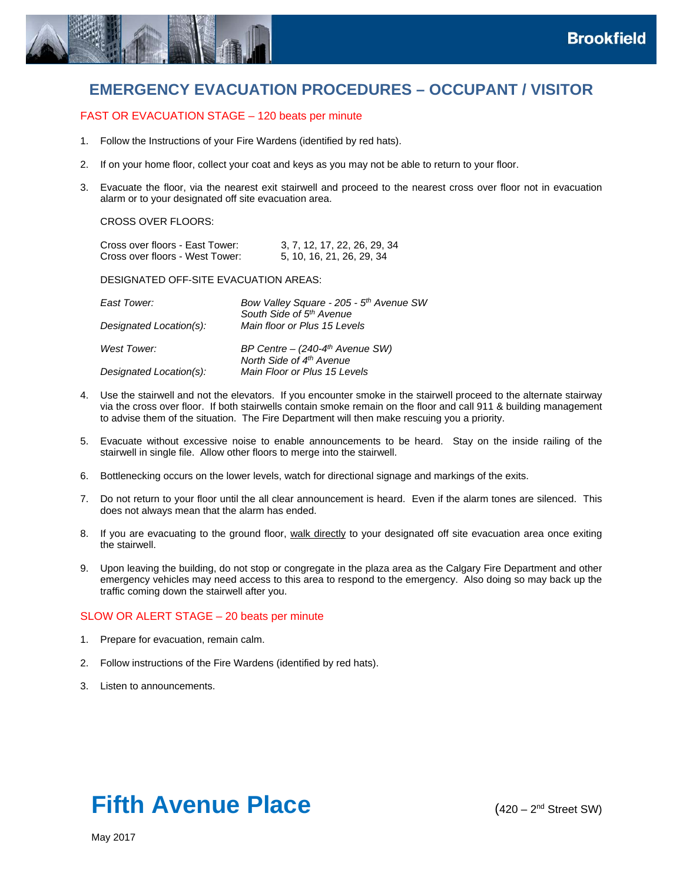Brookfield

# EMERGENCY EVACUATION PROCEDURES – OCCUPANT / VISITOR

## FAST OR EVACUATION STAGE – 120 beats per minute

1. Follow the Instructions of your Fire Wardens (identified by red hats).

2. If on your home floor, collect your coat and keys as you may not be able to return to your floor.

3. Evacuate the floor, via the nearest exit stairwell and proceed to the nearest cross over floor not in evacuation alarm or to your designated off site evacuation area.

   CROSS OVER FLOORS:

   | | |
   |---|---|
   | Cross over floors - East Tower: | 3, 7, 12, 17, 22, 26, 29, 34 |
   | Cross over floors - West Tower: | 5, 10, 16, 21, 26, 29, 34 |

   DESIGNATED OFF-SITE EVACUATION AREAS:

   | | |
   |---|---|
   | *East Tower:* | *Bow Valley Square - 205 - 5th Avenue SW South Side of 5th Avenue* |
   | *Designated Location(s):* | *Main floor or Plus 15 Levels* |
   | *West Tower:* | *BP Centre – (240-4th Avenue SW) North Side of 4th Avenue* |
   | *Designated Location(s):* | *Main Floor or Plus 15 Levels* |

4. Use the stairwell and not the elevators. If you encounter smoke in the stairwell proceed to the alternate stairway via the cross over floor. If both stairwells contain smoke remain on the floor and call 911 & building management to advise them of the situation. The Fire Department will then make rescuing you a priority.

5. Evacuate without excessive noise to enable announcements to be heard. Stay on the inside railing of the stairwell in single file. Allow other floors to merge into the stairwell.

6. Bottlenecking occurs on the lower levels, watch for directional signage and markings of the exits.

7. Do not return to your floor until the all clear announcement is heard. Even if the alarm tones are silenced. This does not always mean that the alarm has ended.

8. If you are evacuating to the ground floor, walk directly to your designated off site evacuation area once exiting the stairwell.

9. Upon leaving the building, do not stop or congregate in the plaza area as the Calgary Fire Department and other emergency vehicles may need access to this area to respond to the emergency. Also doing so may back up the traffic coming down the stairwell after you.

## SLOW OR ALERT STAGE – 20 beats per minute

1. Prepare for evacuation, remain calm.

2. Follow instructions of the Fire Wardens (identified by red hats).

3. Listen to announcements.

# Fifth Avenue Place

(420 – 2nd Street SW)

May 2017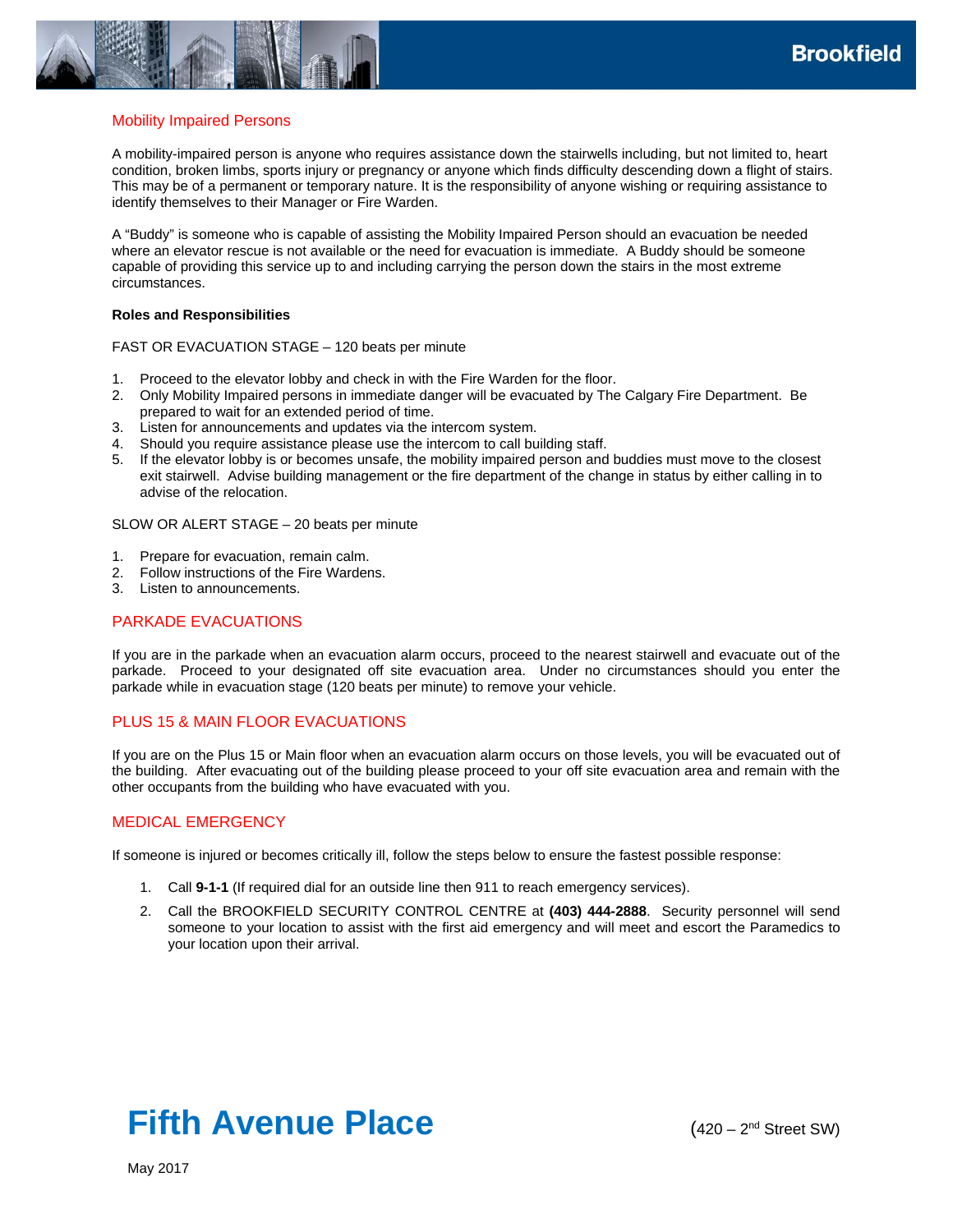## Mobility Impaired Persons

A mobility-impaired person is anyone who requires assistance down the stairwells including, but not limited to, heart condition, broken limbs, sports injury or pregnancy or anyone which finds difficulty descending down a flight of stairs. This may be of a permanent or temporary nature. It is the responsibility of anyone wishing or requiring assistance to identify themselves to their Manager or Fire Warden.

A "Buddy" is someone who is capable of assisting the Mobility Impaired Person should an evacuation be needed where an elevator rescue is not available or the need for evacuation is immediate. A Buddy should be someone capable of providing this service up to and including carrying the person down the stairs in the most extreme circumstances.

**Roles and Responsibilities**

FAST OR EVACUATION STAGE – 120 beats per minute

1. Proceed to the elevator lobby and check in with the Fire Warden for the floor.
2. Only Mobility Impaired persons in immediate danger will be evacuated by The Calgary Fire Department. Be prepared to wait for an extended period of time.
3. Listen for announcements and updates via the intercom system.
4. Should you require assistance please use the intercom to call building staff.
5. If the elevator lobby is or becomes unsafe, the mobility impaired person and buddies must move to the closest exit stairwell. Advise building management or the fire department of the change in status by either calling in to advise of the relocation.

SLOW OR ALERT STAGE – 20 beats per minute

1. Prepare for evacuation, remain calm.
2. Follow instructions of the Fire Wardens.
3. Listen to announcements.

## PARKADE EVACUATIONS

If you are in the parkade when an evacuation alarm occurs, proceed to the nearest stairwell and evacuate out of the parkade. Proceed to your designated off site evacuation area. Under no circumstances should you enter the parkade while in evacuation stage (120 beats per minute) to remove your vehicle.

## PLUS 15 & MAIN FLOOR EVACUATIONS

If you are on the Plus 15 or Main floor when an evacuation alarm occurs on those levels, you will be evacuated out of the building. After evacuating out of the building please proceed to your off site evacuation area and remain with the other occupants from the building who have evacuated with you.

## MEDICAL EMERGENCY

If someone is injured or becomes critically ill, follow the steps below to ensure the fastest possible response:

1. Call **9-1-1** (If required dial for an outside line then 911 to reach emergency services).
2. Call the BROOKFIELD SECURITY CONTROL CENTRE at **(403) 444-2888**. Security personnel will send someone to your location to assist with the first aid emergency and will meet and escort the Paramedics to your location upon their arrival.